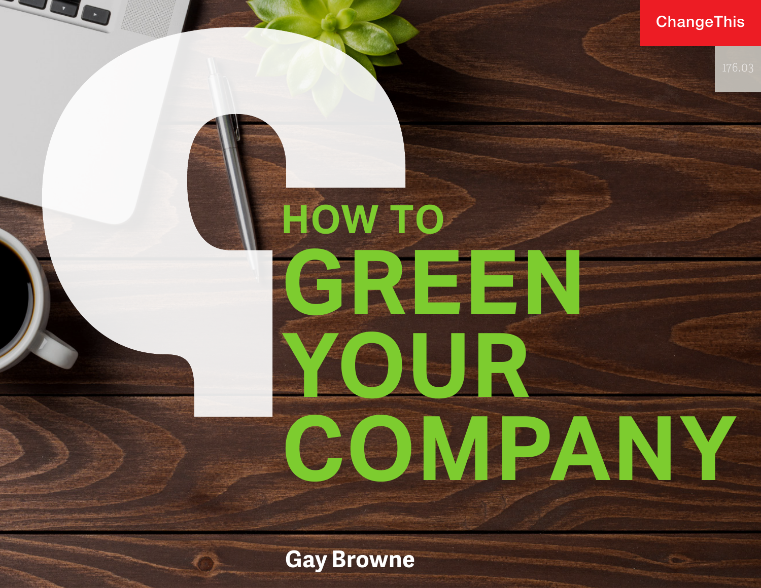ChangeThis

176.03

# HOW TO GREEN YOUR COMPANY

Gay Browne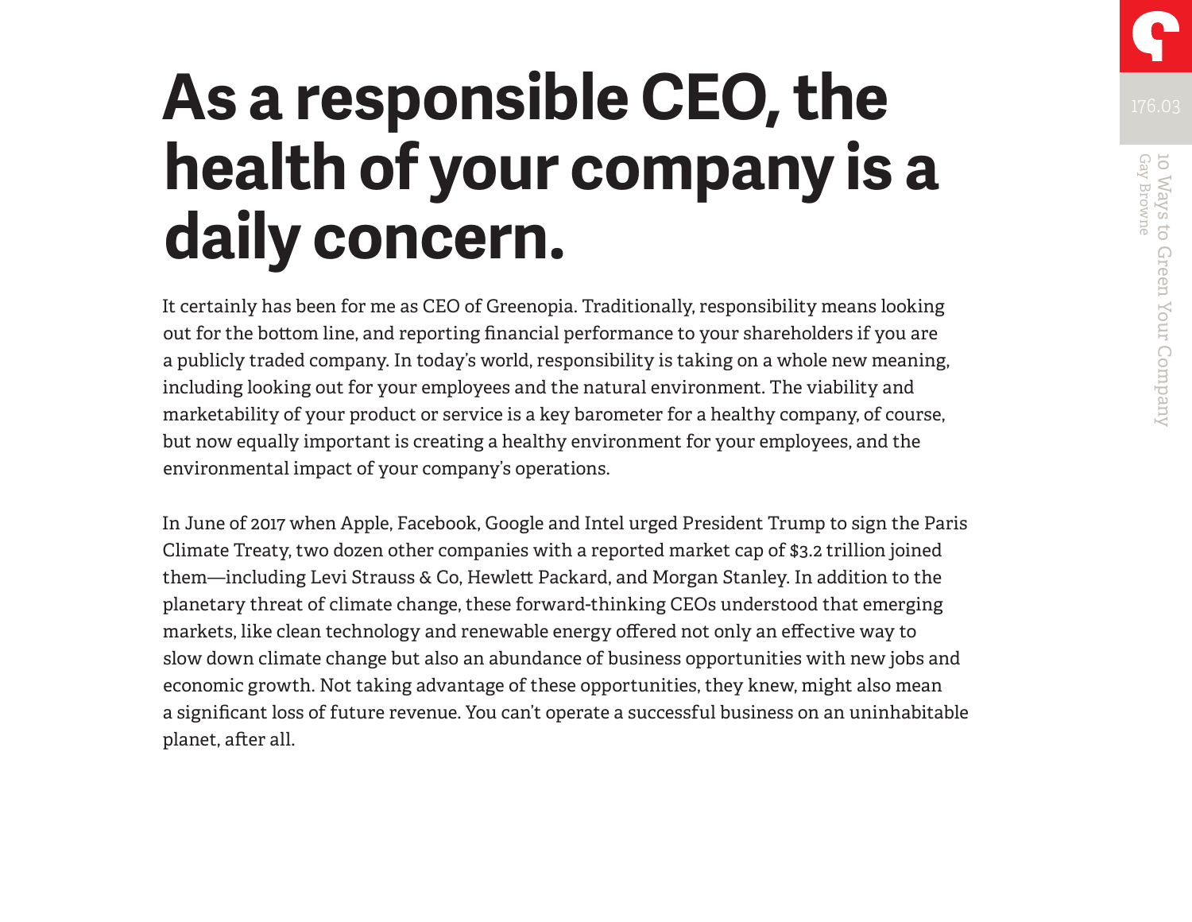# As a responsible CEO, the health of your company is a daily concern.

It certainly has been for me as CEO of Greenopia. Traditionally, responsibility means looking out for the bottom line, and reporting financial performance to your shareholders if you are a publicly traded company. In today's world, responsibility is taking on a whole new meaning, including looking out for your employees and the natural environment. The viability and marketability of your product or service is a key barometer for a healthy company, of course, but now equally important is creating a healthy environment for your employees, and the environmental impact of your company's operations.

In June of 2017 when Apple, Facebook, Google and Intel urged President Trump to sign the Paris Climate Treaty, two dozen other companies with a reported market cap of $3.2 trillion joined them—including Levi Strauss & Co, Hewlett Packard, and Morgan Stanley. In addition to the planetary threat of climate change, these forward-thinking CEOs understood that emerging markets, like clean technology and renewable energy offered not only an effective way to slow down climate change but also an abundance of business opportunities with new jobs and economic growth. Not taking advantage of these opportunities, they knew, might also mean a significant loss of future revenue. You can't operate a successful business on an uninhabitable planet, after all.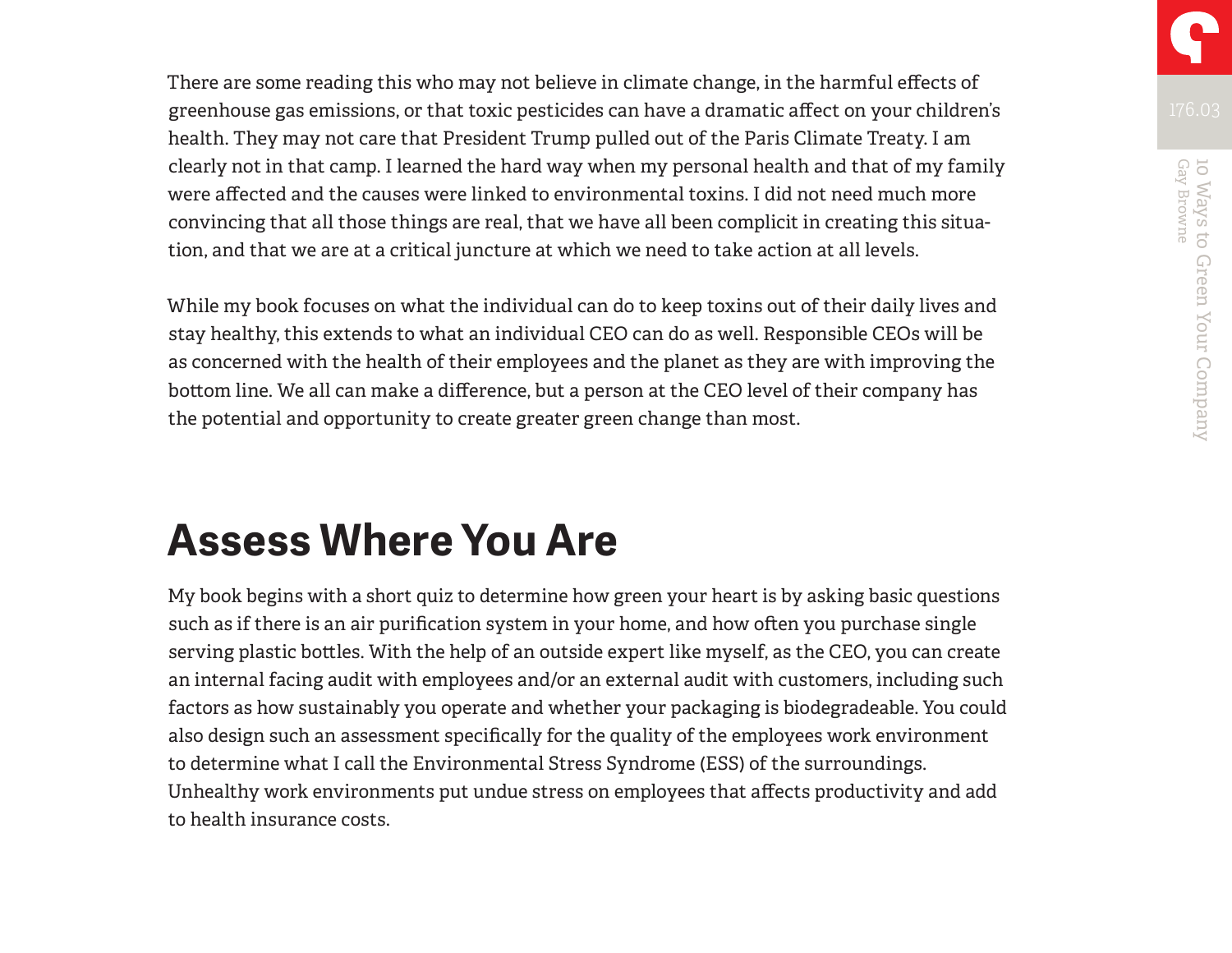There are some reading this who may not believe in climate change, in the harmful effects of greenhouse gas emissions, or that toxic pesticides can have a dramatic affect on your children's health. They may not care that President Trump pulled out of the Paris Climate Treaty. I am clearly not in that camp. I learned the hard way when my personal health and that of my family were affected and the causes were linked to environmental toxins. I did not need much more convincing that all those things are real, that we have all been complicit in creating this situation, and that we are at a critical juncture at which we need to take action at all levels.

While my book focuses on what the individual can do to keep toxins out of their daily lives and stay healthy, this extends to what an individual CEO can do as well. Responsible CEOs will be as concerned with the health of their employees and the planet as they are with improving the bottom line. We all can make a difference, but a person at the CEO level of their company has the potential and opportunity to create greater green change than most.

## Assess Where You Are

My book begins with a short quiz to determine how green your heart is by asking basic questions such as if there is an air purification system in your home, and how often you purchase single serving plastic bottles. With the help of an outside expert like myself, as the CEO, you can create an internal facing audit with employees and/or an external audit with customers, including such factors as how sustainably you operate and whether your packaging is biodegradeable. You could also design such an assessment specifically for the quality of the employees work environment to determine what I call the Environmental Stress Syndrome (ESS) of the surroundings. Unhealthy work environments put undue stress on employees that affects productivity and add to health insurance costs.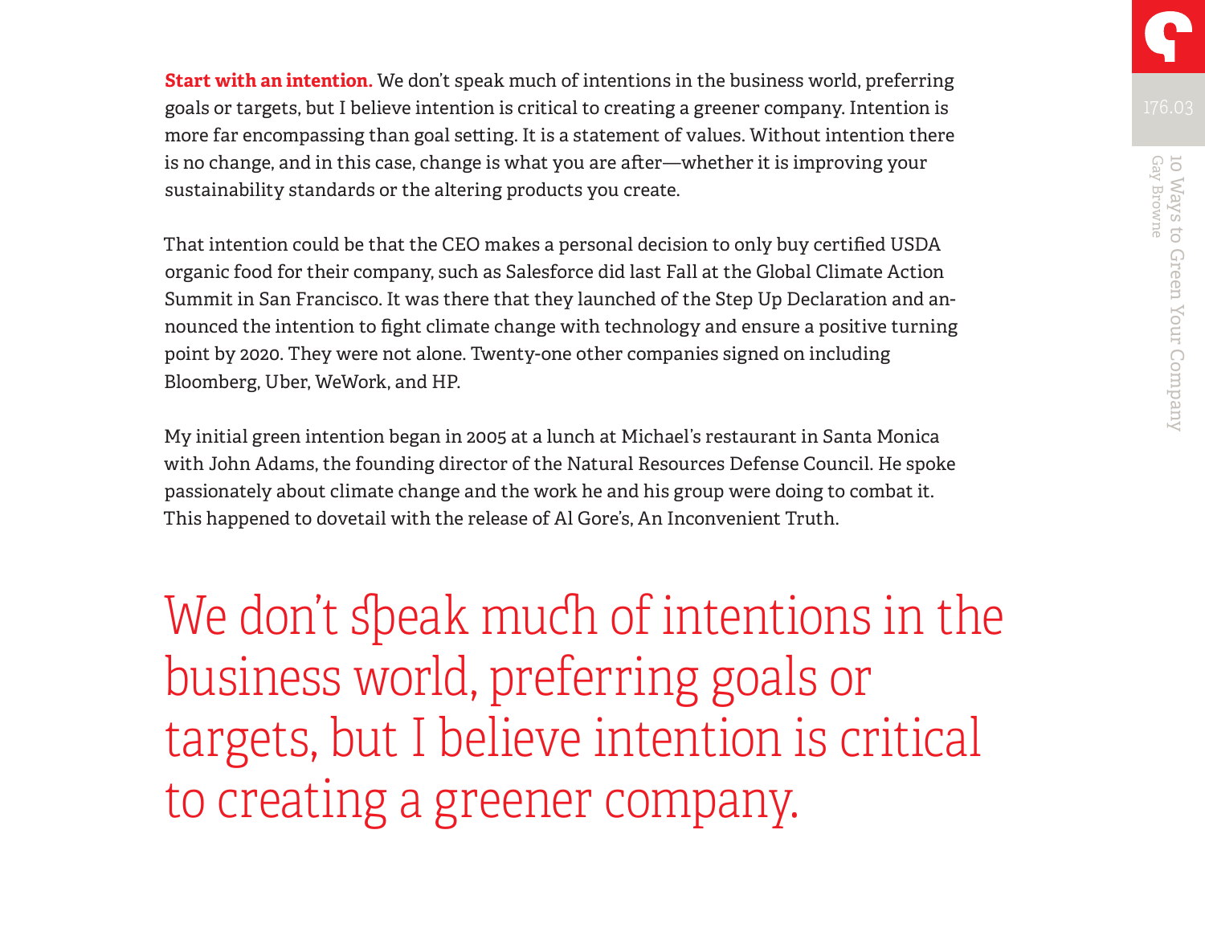**Start with an intention.** We don't speak much of intentions in the business world, preferring goals or targets, but I believe intention is critical to creating a greener company. Intention is more far encompassing than goal setting. It is a statement of values. Without intention there is no change, and in this case, change is what you are after—whether it is improving your sustainability standards or the altering products you create.

That intention could be that the CEO makes a personal decision to only buy certified USDA organic food for their company, such as Salesforce did last Fall at the Global Climate Action Summit in San Francisco. It was there that they launched of the Step Up Declaration and announced the intention to fight climate change with technology and ensure a positive turning point by 2020. They were not alone. Twenty-one other companies signed on including Bloomberg, Uber, WeWork, and HP.

My initial green intention began in 2005 at a lunch at Michael's restaurant in Santa Monica with John Adams, the founding director of the Natural Resources Defense Council. He spoke passionately about climate change and the work he and his group were doing to combat it. This happened to dovetail with the release of Al Gore's, An Inconvenient Truth.

> We don't speak much of intentions in the business world, preferring goals or targets, but I believe intention is critical to creating a greener company.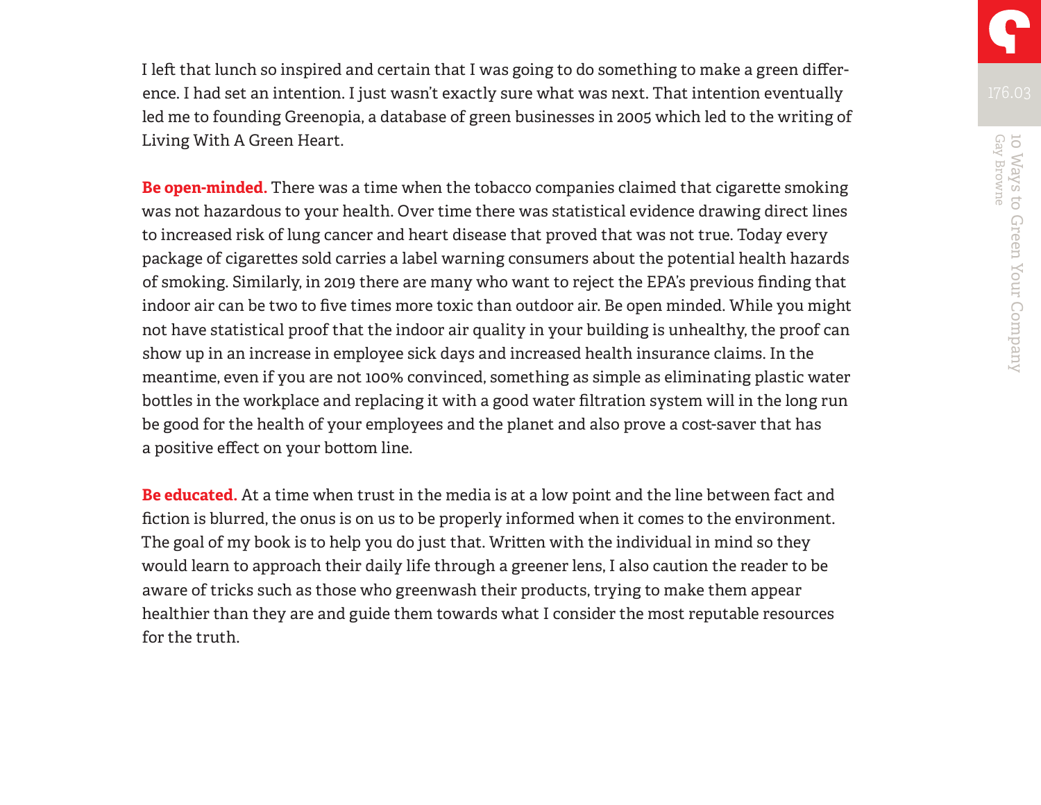I left that lunch so inspired and certain that I was going to do something to make a green difference. I had set an intention. I just wasn't exactly sure what was next. That intention eventually led me to founding Greenopia, a database of green businesses in 2005 which led to the writing of Living With A Green Heart.

**Be open-minded.** There was a time when the tobacco companies claimed that cigarette smoking was not hazardous to your health. Over time there was statistical evidence drawing direct lines to increased risk of lung cancer and heart disease that proved that was not true. Today every package of cigarettes sold carries a label warning consumers about the potential health hazards of smoking. Similarly, in 2019 there are many who want to reject the EPA's previous finding that indoor air can be two to five times more toxic than outdoor air. Be open minded. While you might not have statistical proof that the indoor air quality in your building is unhealthy, the proof can show up in an increase in employee sick days and increased health insurance claims. In the meantime, even if you are not 100% convinced, something as simple as eliminating plastic water bottles in the workplace and replacing it with a good water filtration system will in the long run be good for the health of your employees and the planet and also prove a cost-saver that has a positive effect on your bottom line.

**Be educated.** At a time when trust in the media is at a low point and the line between fact and fiction is blurred, the onus is on us to be properly informed when it comes to the environment. The goal of my book is to help you do just that. Written with the individual in mind so they would learn to approach their daily life through a greener lens, I also caution the reader to be aware of tricks such as those who greenwash their products, trying to make them appear healthier than they are and guide them towards what I consider the most reputable resources for the truth.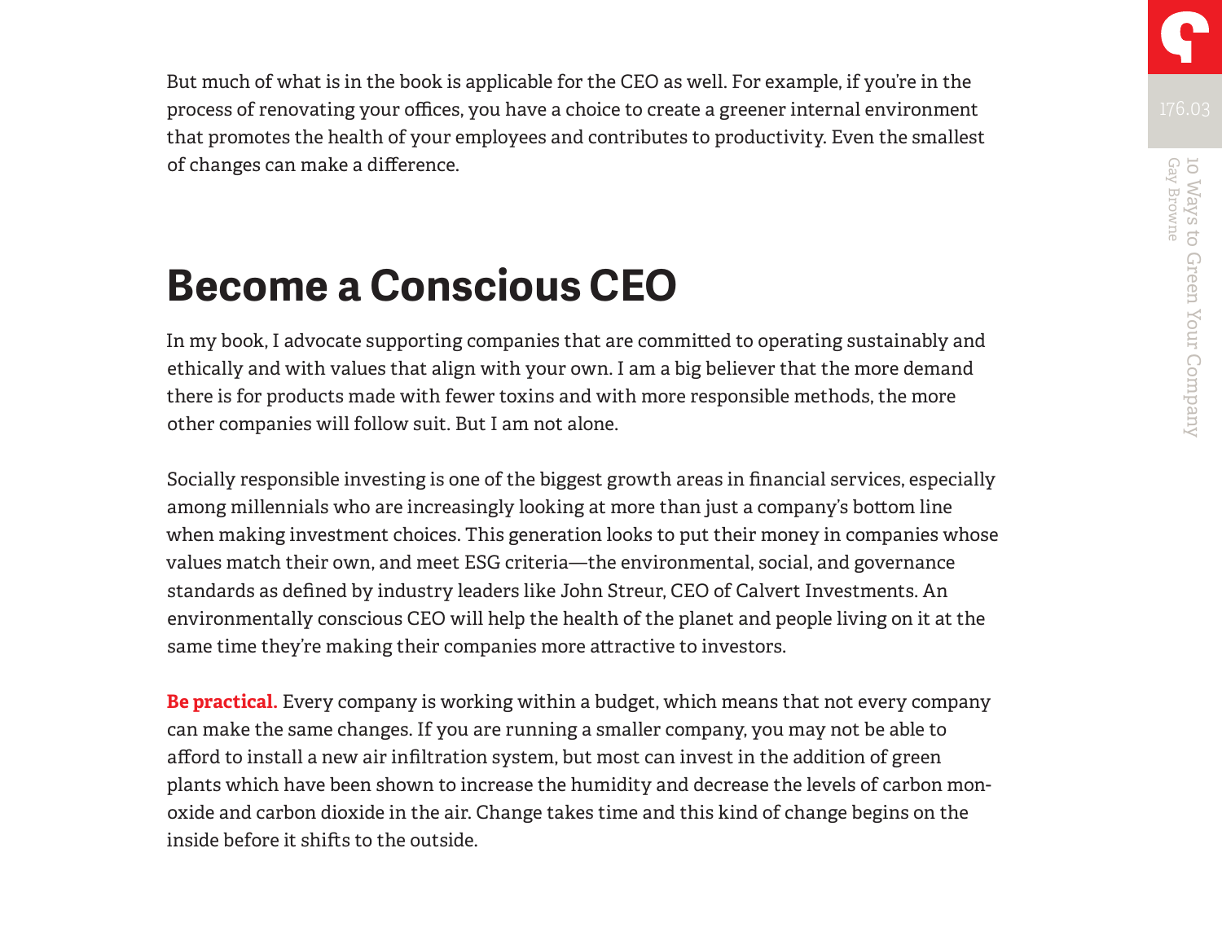But much of what is in the book is applicable for the CEO as well. For example, if you're in the process of renovating your offices, you have a choice to create a greener internal environment that promotes the health of your employees and contributes to productivity. Even the smallest of changes can make a difference.

## Become a Conscious CEO

In my book, I advocate supporting companies that are committed to operating sustainably and ethically and with values that align with your own. I am a big believer that the more demand there is for products made with fewer toxins and with more responsible methods, the more other companies will follow suit. But I am not alone.

Socially responsible investing is one of the biggest growth areas in financial services, especially among millennials who are increasingly looking at more than just a company's bottom line when making investment choices. This generation looks to put their money in companies whose values match their own, and meet ESG criteria—the environmental, social, and governance standards as defined by industry leaders like John Streur, CEO of Calvert Investments. An environmentally conscious CEO will help the health of the planet and people living on it at the same time they're making their companies more attractive to investors.

**Be practical.** Every company is working within a budget, which means that not every company can make the same changes. If you are running a smaller company, you may not be able to afford to install a new air infiltration system, but most can invest in the addition of green plants which have been shown to increase the humidity and decrease the levels of carbon monoxide and carbon dioxide in the air. Change takes time and this kind of change begins on the inside before it shifts to the outside.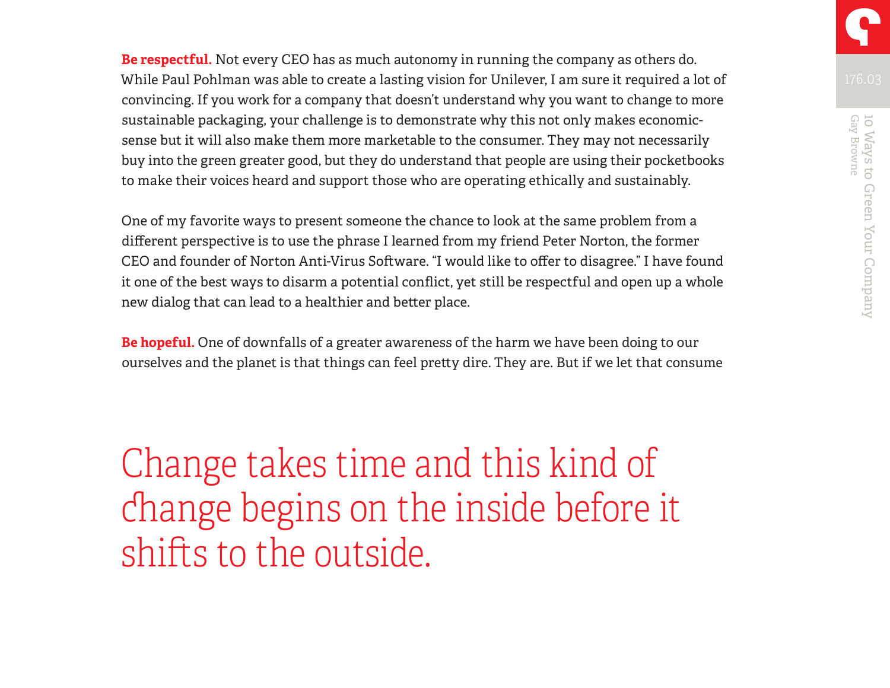**Be respectful.** Not every CEO has as much autonomy in running the company as others do. While Paul Pohlman was able to create a lasting vision for Unilever, I am sure it required a lot of convincing. If you work for a company that doesn't understand why you want to change to more sustainable packaging, your challenge is to demonstrate why this not only makes economic-sense but it will also make them more marketable to the consumer. They may not necessarily buy into the green greater good, but they do understand that people are using their pocketbooks to make their voices heard and support those who are operating ethically and sustainably.

One of my favorite ways to present someone the chance to look at the same problem from a different perspective is to use the phrase I learned from my friend Peter Norton, the former CEO and founder of Norton Anti-Virus Software. "I would like to offer to disagree." I have found it one of the best ways to disarm a potential conflict, yet still be respectful and open up a whole new dialog that can lead to a healthier and better place.

**Be hopeful.** One of downfalls of a greater awareness of the harm we have been doing to our ourselves and the planet is that things can feel pretty dire. They are. But if we let that consume

> Change takes time and this kind of change begins on the inside before it shifts to the outside.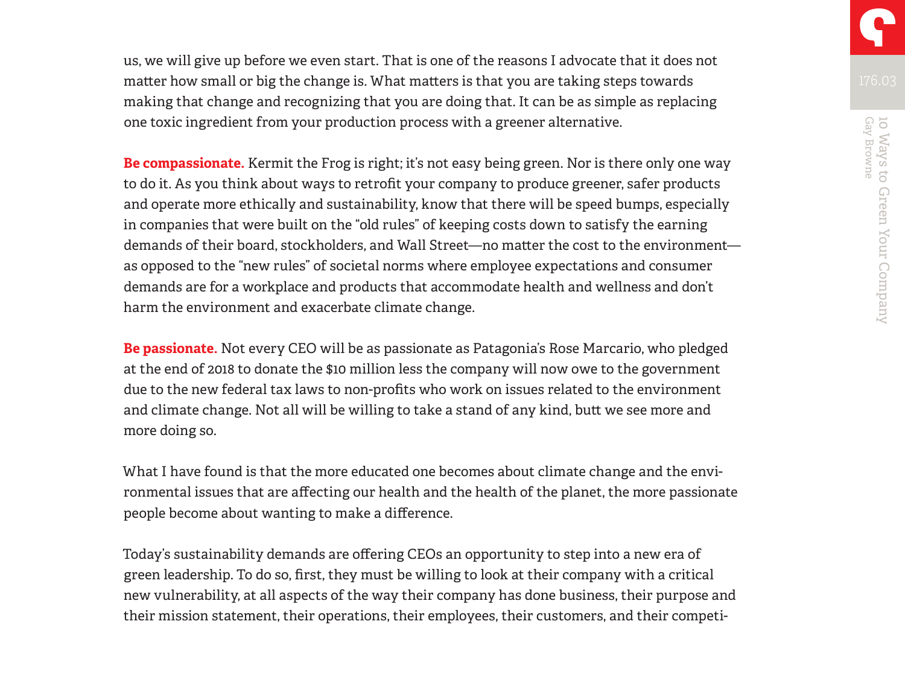us, we will give up before we even start. That is one of the reasons I advocate that it does not matter how small or big the change is. What matters is that you are taking steps towards making that change and recognizing that you are doing that. It can be as simple as replacing one toxic ingredient from your production process with a greener alternative.

**Be compassionate.** Kermit the Frog is right; it's not easy being green. Nor is there only one way to do it. As you think about ways to retrofit your company to produce greener, safer products and operate more ethically and sustainability, know that there will be speed bumps, especially in companies that were built on the "old rules" of keeping costs down to satisfy the earning demands of their board, stockholders, and Wall Street—no matter the cost to the environment—as opposed to the "new rules" of societal norms where employee expectations and consumer demands are for a workplace and products that accommodate health and wellness and don't harm the environment and exacerbate climate change.

**Be passionate.** Not every CEO will be as passionate as Patagonia's Rose Marcario, who pledged at the end of 2018 to donate the $10 million less the company will now owe to the government due to the new federal tax laws to non-profits who work on issues related to the environment and climate change. Not all will be willing to take a stand of any kind, butt we see more and more doing so.

What I have found is that the more educated one becomes about climate change and the environmental issues that are affecting our health and the health of the planet, the more passionate people become about wanting to make a difference.

Today's sustainability demands are offering CEOs an opportunity to step into a new era of green leadership. To do so, first, they must be willing to look at their company with a critical new vulnerability, at all aspects of the way their company has done business, their purpose and their mission statement, their operations, their employees, their customers, and their competi-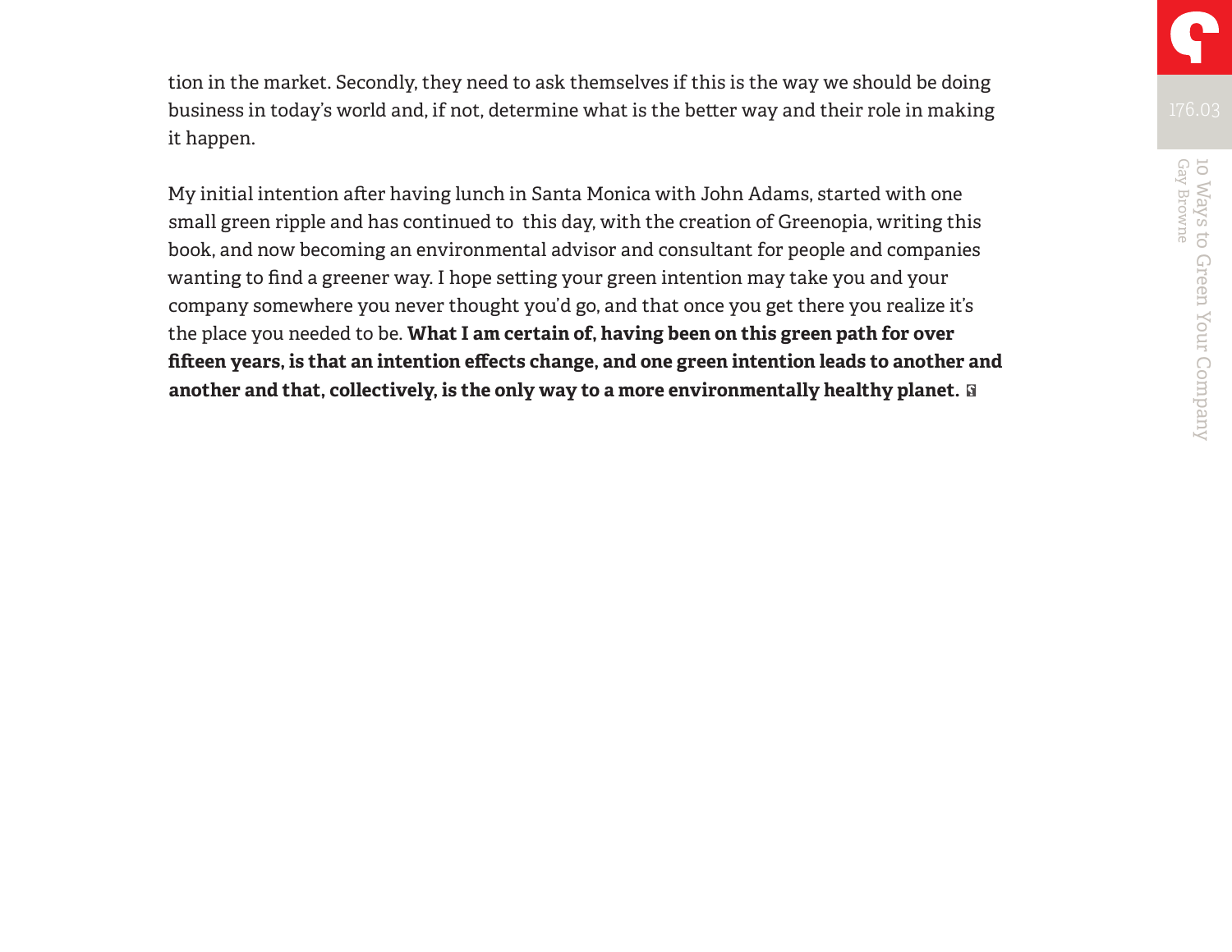tion in the market. Secondly, they need to ask themselves if this is the way we should be doing business in today's world and, if not, determine what is the better way and their role in making it happen.

My initial intention after having lunch in Santa Monica with John Adams, started with one small green ripple and has continued to this day, with the creation of Greenopia, writing this book, and now becoming an environmental advisor and consultant for people and companies wanting to find a greener way. I hope setting your green intention may take you and your company somewhere you never thought you'd go, and that once you get there you realize it's the place you needed to be. **What I am certain of, having been on this green path for over fifteen years, is that an intention effects change, and one green intention leads to another and another and that, collectively, is the only way to a more environmentally healthy planet.**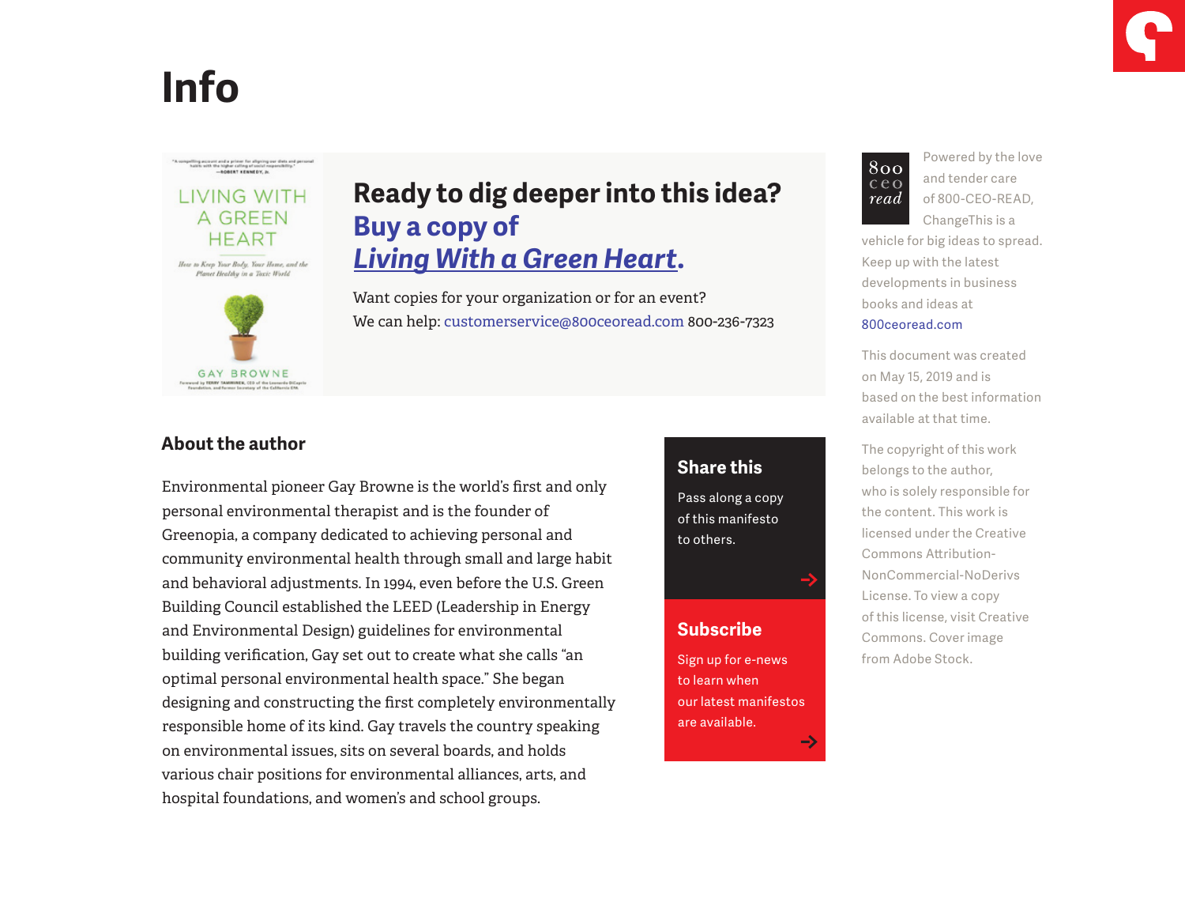# Info

## Ready to dig deeper into this idea?

## Buy a copy of *Living With a Green Heart*.

Want copies for your organization or for an event?
We can help: customerservice@800ceoread.com 800-236-7323

### About the author

Environmental pioneer Gay Browne is the world's first and only personal environmental therapist and is the founder of Greenopia, a company dedicated to achieving personal and community environmental health through small and large habit and behavioral adjustments. In 1994, even before the U.S. Green Building Council established the LEED (Leadership in Energy and Environmental Design) guidelines for environmental building verification, Gay set out to create what she calls "an optimal personal environmental health space." She began designing and constructing the first completely environmentally responsible home of its kind. Gay travels the country speaking on environmental issues, sits on several boards, and holds various chair positions for environmental alliances, arts, and hospital foundations, and women's and school groups.

**Share this**

Pass along a copy of this manifesto to others.

**Subscribe**

Sign up for e-news to learn when our latest manifestos are available.

Powered by the love and tender care of 800-CEO-READ, ChangeThis is a vehicle for big ideas to spread. Keep up with the latest developments in business books and ideas at 800ceoread.com

This document was created on May 15, 2019 and is based on the best information available at that time.

The copyright of this work belongs to the author, who is solely responsible for the content. This work is licensed under the Creative Commons Attribution-NonCommercial-NoDerivs License. To view a copy of this license, visit Creative Commons. Cover image from Adobe Stock.